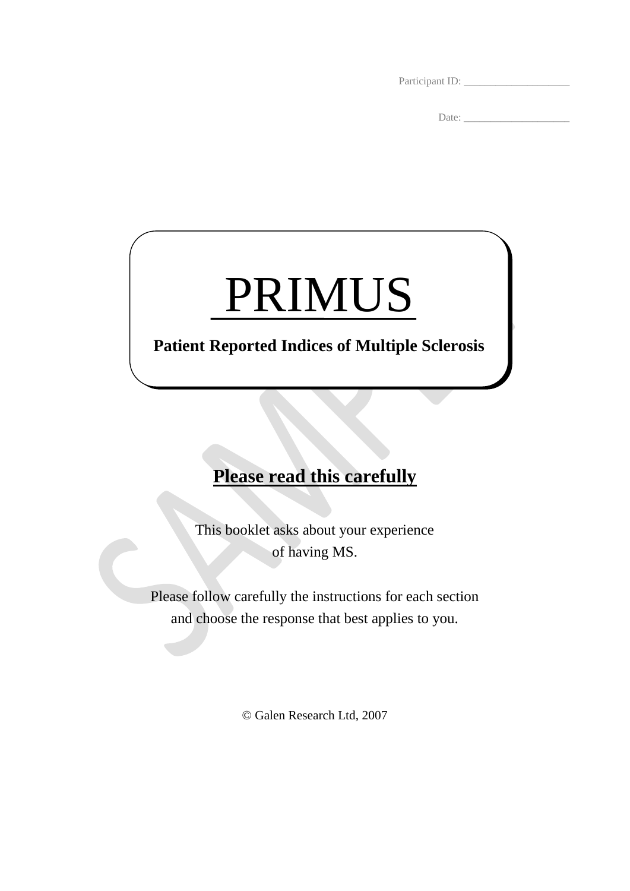Participant ID: ____________________

Date: ____________________

# PRIMUS

**Patient Reported Indices of Multiple Sclerosis**

## Please read this carefully

This booklet asks about your experience of having MS.

Please follow carefully the instructions for each section and choose the response that best applies to you.

© Galen Research Ltd, 2007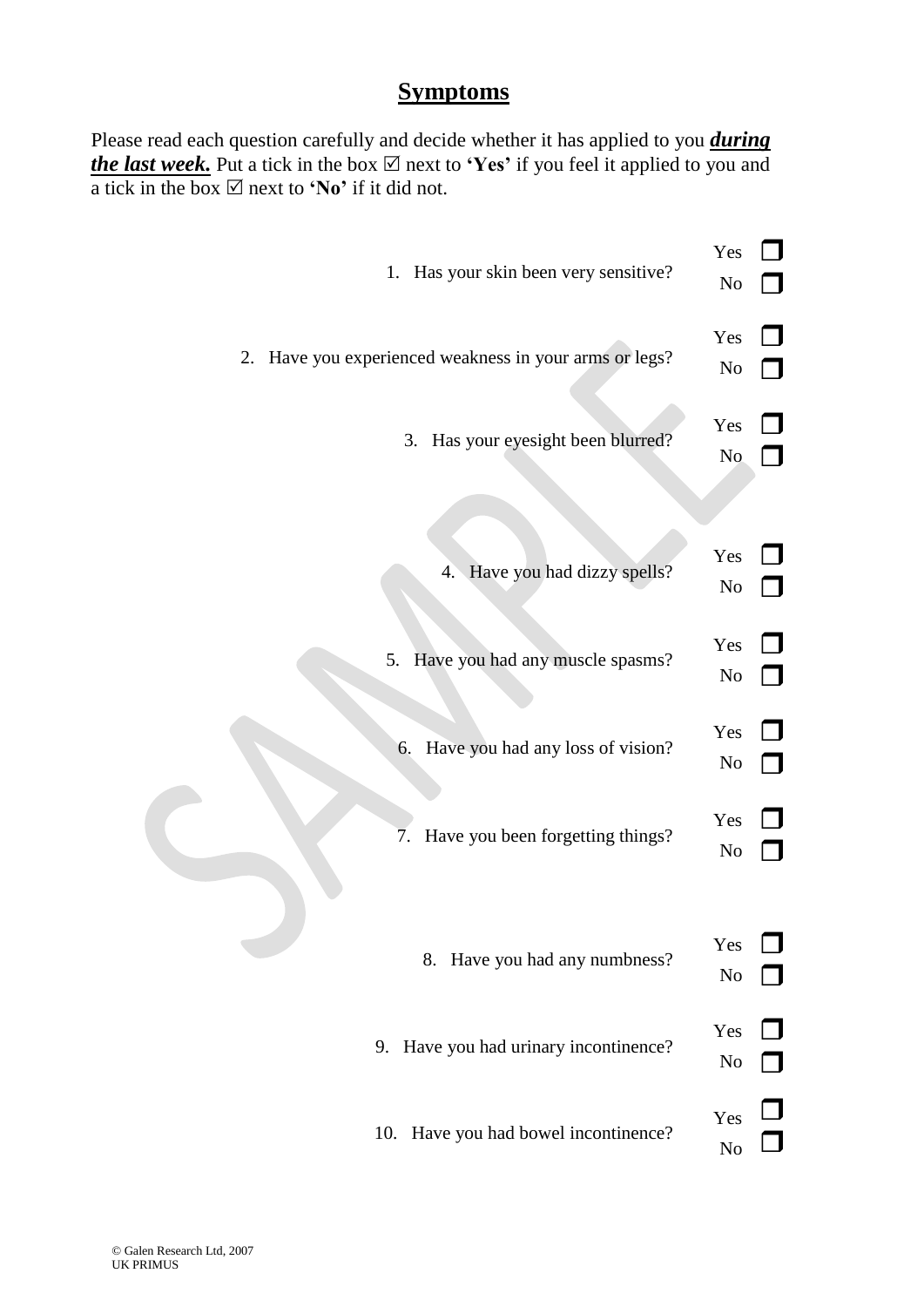# Symptoms

Please read each question carefully and decide whether it has applied to you ***during the last week.*** Put a tick in the box ☑ next to **'Yes'** if you feel it applied to you and a tick in the box ☑ next to **'No'** if it did not.

1. Has your skin been very sensitive? Yes ❑ No ❑
2. Have you experienced weakness in your arms or legs? Yes ❑ No ❑
3. Has your eyesight been blurred? Yes ❑ No ❑
4. Have you had dizzy spells? Yes ❑ No ❑
5. Have you had any muscle spasms? Yes ❑ No ❑
6. Have you had any loss of vision? Yes ❑ No ❑
7. Have you been forgetting things? Yes ❑ No ❑
8. Have you had any numbness? Yes ❑ No ❑
9. Have you had urinary incontinence? Yes ❑ No ❑
10. Have you had bowel incontinence? Yes ❑ No ❑

© Galen Research Ltd, 2007
UK PRIMUS